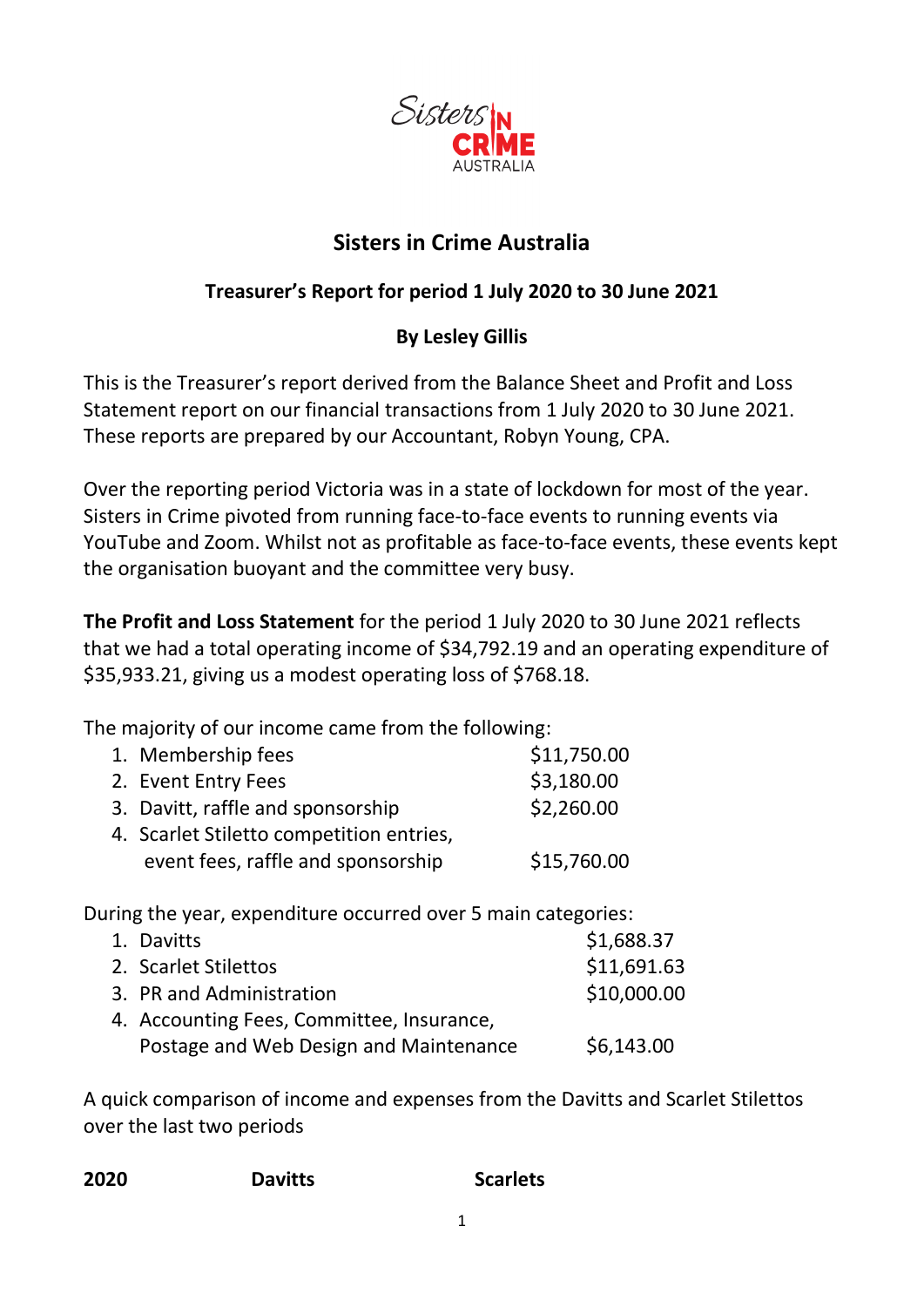# Sisters in Crime Australia

## Treasurer's Report for period 1 July 2020 to 30 June 2021

### By Lesley Gillis

This is the Treasurer's report derived from the Balance Sheet and Profit and Loss Statement report on our financial transactions from 1 July 2020 to 30 June 2021. These reports are prepared by our Accountant, Robyn Young, CPA.

Over the reporting period Victoria was in a state of lockdown for most of the year. Sisters in Crime pivoted from running face-to-face events to running events via YouTube and Zoom. Whilst not as profitable as face-to-face events, these events kept the organisation buoyant and the committee very busy.

**The Profit and Loss Statement** for the period 1 July 2020 to 30 June 2021 reflects that we had a total operating income of $34,792.19 and an operating expenditure of $35,933.21, giving us a modest operating loss of $768.18.

The majority of our income came from the following:

| | |
|---|---|
| 1. Membership fees | $11,750.00 |
| 2. Event Entry Fees | $3,180.00 |
| 3. Davitt, raffle and sponsorship | $2,260.00 |
| 4. Scarlet Stiletto competition entries, event fees, raffle and sponsorship | $15,760.00 |

During the year, expenditure occurred over 5 main categories:

| | |
|---|---|
| 1. Davitts | $1,688.37 |
| 2. Scarlet Stilettos | $11,691.63 |
| 3. PR and Administration | $10,000.00 |
| 4. Accounting Fees, Committee, Insurance, Postage and Web Design and Maintenance | $6,143.00 |

A quick comparison of income and expenses from the Davitts and Scarlet Stilettos over the last two periods

| **2020** | **Davitts** | **Scarlets** |
|---|---|---|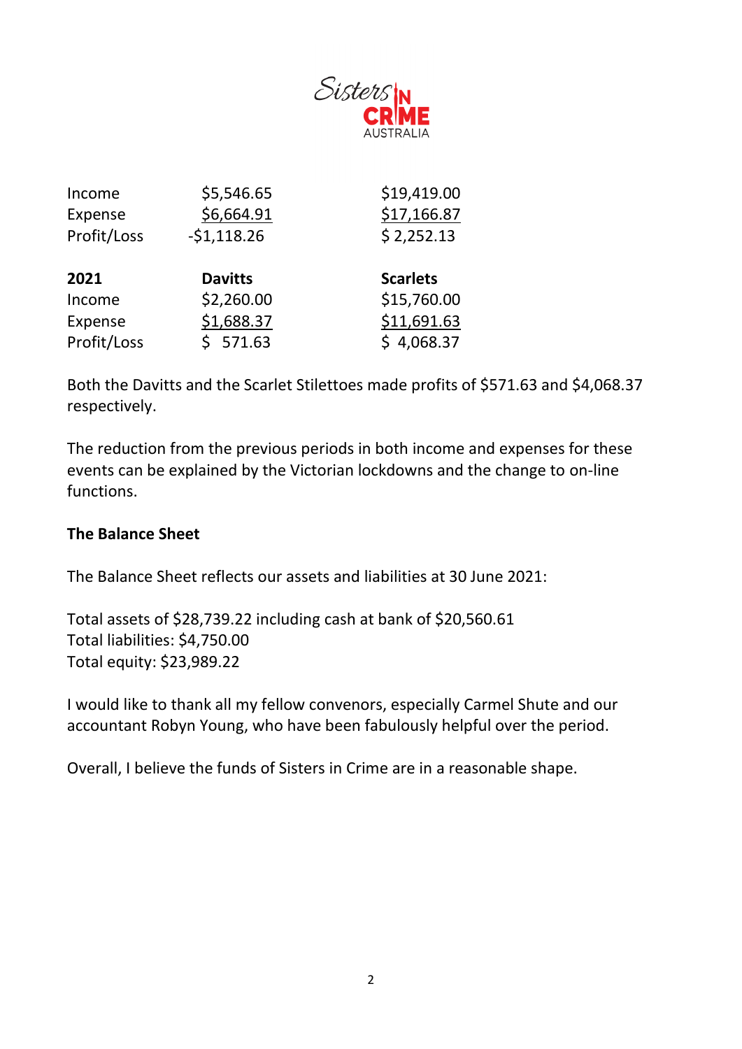| | | |
|---|---|---|
| Income | $5,546.65 | $19,419.00 |
| Expense | $6,664.91 | $17,166.87 |
| Profit/Loss | -$1,118.26 | $ 2,252.13 |

| **2021** | **Davitts** | **Scarlets** |
|---|---|---|
| Income | $2,260.00 | $15,760.00 |
| Expense | $1,688.37 | $11,691.63 |
| Profit/Loss | $ 571.63 | $ 4,068.37 |

Both the Davitts and the Scarlet Stilettoes made profits of $571.63 and $4,068.37 respectively.

The reduction from the previous periods in both income and expenses for these events can be explained by the Victorian lockdowns and the change to on-line functions.

**The Balance Sheet**

The Balance Sheet reflects our assets and liabilities at 30 June 2021:

Total assets of $28,739.22 including cash at bank of $20,560.61
Total liabilities: $4,750.00
Total equity: $23,989.22

I would like to thank all my fellow convenors, especially Carmel Shute and our accountant Robyn Young, who have been fabulously helpful over the period.

Overall, I believe the funds of Sisters in Crime are in a reasonable shape.